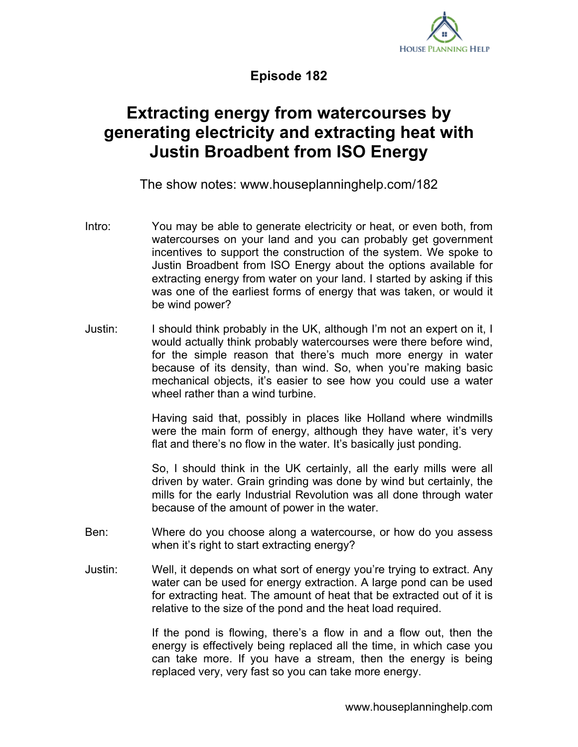# Episode 182

## Extracting energy from watercourses by generating electricity and extracting heat with Justin Broadbent from ISO Energy

The show notes: www.houseplanninghelp.com/182

**Intro:** You may be able to generate electricity or heat, or even both, from watercourses on your land and you can probably get government incentives to support the construction of the system. We spoke to Justin Broadbent from ISO Energy about the options available for extracting energy from water on your land. I started by asking if this was one of the earliest forms of energy that was taken, or would it be wind power?

**Justin:** I should think probably in the UK, although I'm not an expert on it, I would actually think probably watercourses were there before wind, for the simple reason that there's much more energy in water because of its density, than wind. So, when you're making basic mechanical objects, it's easier to see how you could use a water wheel rather than a wind turbine.

Having said that, possibly in places like Holland where windmills were the main form of energy, although they have water, it's very flat and there's no flow in the water. It's basically just ponding.

So, I should think in the UK certainly, all the early mills were all driven by water. Grain grinding was done by wind but certainly, the mills for the early Industrial Revolution was all done through water because of the amount of power in the water.

**Ben:** Where do you choose along a watercourse, or how do you assess when it's right to start extracting energy?

**Justin:** Well, it depends on what sort of energy you're trying to extract. Any water can be used for energy extraction. A large pond can be used for extracting heat. The amount of heat that be extracted out of it is relative to the size of the pond and the heat load required.

If the pond is flowing, there's a flow in and a flow out, then the energy is effectively being replaced all the time, in which case you can take more. If you have a stream, then the energy is being replaced very, very fast so you can take more energy.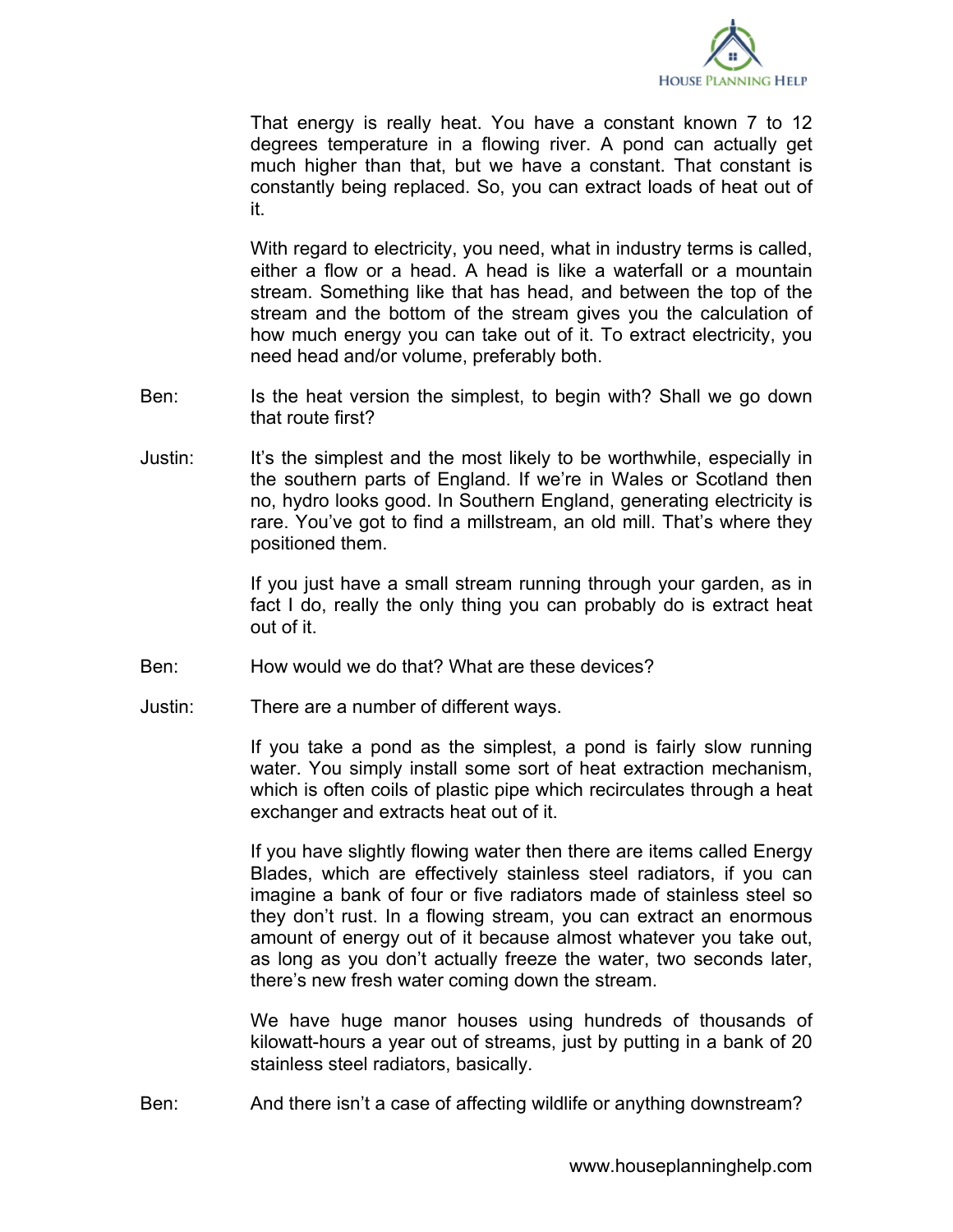That energy is really heat. You have a constant known 7 to 12 degrees temperature in a flowing river. A pond can actually get much higher than that, but we have a constant. That constant is constantly being replaced. So, you can extract loads of heat out of it.

With regard to electricity, you need, what in industry terms is called, either a flow or a head. A head is like a waterfall or a mountain stream. Something like that has head, and between the top of the stream and the bottom of the stream gives you the calculation of how much energy you can take out of it. To extract electricity, you need head and/or volume, preferably both.

Ben: Is the heat version the simplest, to begin with? Shall we go down that route first?

Justin: It's the simplest and the most likely to be worthwhile, especially in the southern parts of England. If we're in Wales or Scotland then no, hydro looks good. In Southern England, generating electricity is rare. You've got to find a millstream, an old mill. That's where they positioned them.

If you just have a small stream running through your garden, as in fact I do, really the only thing you can probably do is extract heat out of it.

Ben: How would we do that? What are these devices?

Justin: There are a number of different ways.

If you take a pond as the simplest, a pond is fairly slow running water. You simply install some sort of heat extraction mechanism, which is often coils of plastic pipe which recirculates through a heat exchanger and extracts heat out of it.

If you have slightly flowing water then there are items called Energy Blades, which are effectively stainless steel radiators, if you can imagine a bank of four or five radiators made of stainless steel so they don't rust. In a flowing stream, you can extract an enormous amount of energy out of it because almost whatever you take out, as long as you don't actually freeze the water, two seconds later, there's new fresh water coming down the stream.

We have huge manor houses using hundreds of thousands of kilowatt-hours a year out of streams, just by putting in a bank of 20 stainless steel radiators, basically.

Ben: And there isn't a case of affecting wildlife or anything downstream?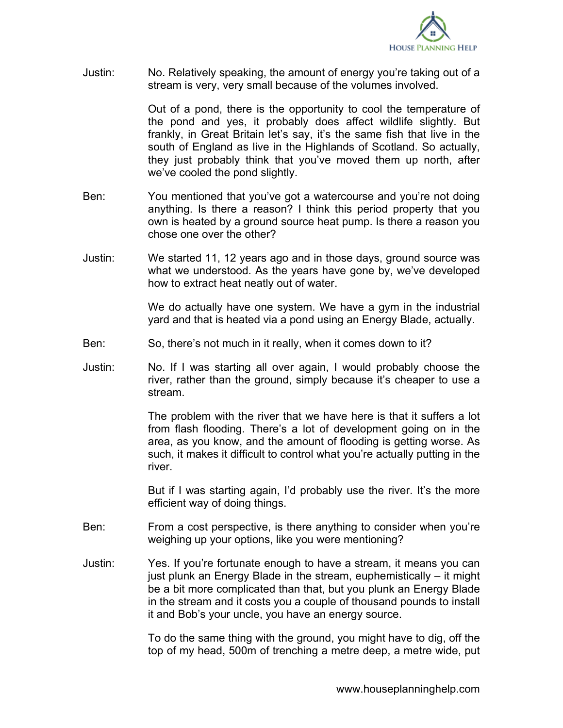Justin: No. Relatively speaking, the amount of energy you're taking out of a stream is very, very small because of the volumes involved.

Out of a pond, there is the opportunity to cool the temperature of the pond and yes, it probably does affect wildlife slightly. But frankly, in Great Britain let's say, it's the same fish that live in the south of England as live in the Highlands of Scotland. So actually, they just probably think that you've moved them up north, after we've cooled the pond slightly.

Ben: You mentioned that you've got a watercourse and you're not doing anything. Is there a reason? I think this period property that you own is heated by a ground source heat pump. Is there a reason you chose one over the other?

Justin: We started 11, 12 years ago and in those days, ground source was what we understood. As the years have gone by, we've developed how to extract heat neatly out of water.

We do actually have one system. We have a gym in the industrial yard and that is heated via a pond using an Energy Blade, actually.

Ben: So, there's not much in it really, when it comes down to it?

Justin: No. If I was starting all over again, I would probably choose the river, rather than the ground, simply because it's cheaper to use a stream.

The problem with the river that we have here is that it suffers a lot from flash flooding. There's a lot of development going on in the area, as you know, and the amount of flooding is getting worse. As such, it makes it difficult to control what you're actually putting in the river.

But if I was starting again, I'd probably use the river. It's the more efficient way of doing things.

Ben: From a cost perspective, is there anything to consider when you're weighing up your options, like you were mentioning?

Justin: Yes. If you're fortunate enough to have a stream, it means you can just plunk an Energy Blade in the stream, euphemistically – it might be a bit more complicated than that, but you plunk an Energy Blade in the stream and it costs you a couple of thousand pounds to install it and Bob's your uncle, you have an energy source.

To do the same thing with the ground, you might have to dig, off the top of my head, 500m of trenching a metre deep, a metre wide, put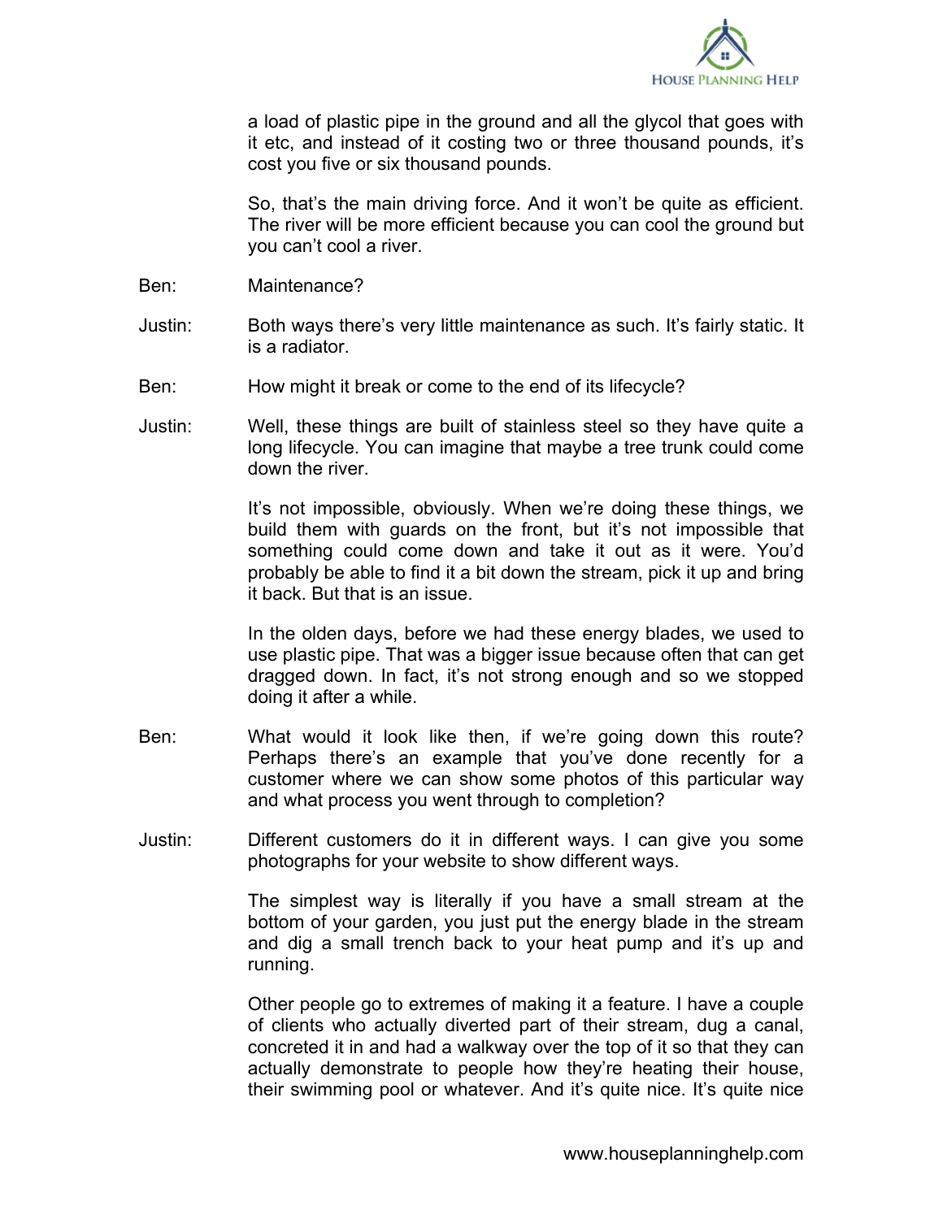a load of plastic pipe in the ground and all the glycol that goes with it etc, and instead of it costing two or three thousand pounds, it's cost you five or six thousand pounds.

So, that's the main driving force. And it won't be quite as efficient. The river will be more efficient because you can cool the ground but you can't cool a river.

Ben: Maintenance?

Justin: Both ways there's very little maintenance as such. It's fairly static. It is a radiator.

Ben: How might it break or come to the end of its lifecycle?

Justin: Well, these things are built of stainless steel so they have quite a long lifecycle. You can imagine that maybe a tree trunk could come down the river.

It's not impossible, obviously. When we're doing these things, we build them with guards on the front, but it's not impossible that something could come down and take it out as it were. You'd probably be able to find it a bit down the stream, pick it up and bring it back. But that is an issue.

In the olden days, before we had these energy blades, we used to use plastic pipe. That was a bigger issue because often that can get dragged down. In fact, it's not strong enough and so we stopped doing it after a while.

Ben: What would it look like then, if we're going down this route? Perhaps there's an example that you've done recently for a customer where we can show some photos of this particular way and what process you went through to completion?

Justin: Different customers do it in different ways. I can give you some photographs for your website to show different ways.

The simplest way is literally if you have a small stream at the bottom of your garden, you just put the energy blade in the stream and dig a small trench back to your heat pump and it's up and running.

Other people go to extremes of making it a feature. I have a couple of clients who actually diverted part of their stream, dug a canal, concreted it in and had a walkway over the top of it so that they can actually demonstrate to people how they're heating their house, their swimming pool or whatever. And it's quite nice. It's quite nice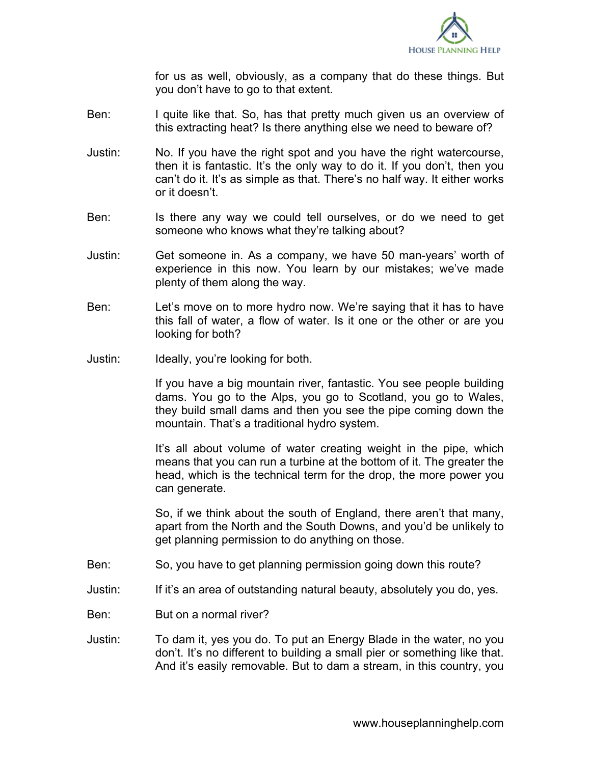for us as well, obviously, as a company that do these things. But you don't have to go to that extent.

Ben: I quite like that. So, has that pretty much given us an overview of this extracting heat? Is there anything else we need to beware of?

Justin: No. If you have the right spot and you have the right watercourse, then it is fantastic. It's the only way to do it. If you don't, then you can't do it. It's as simple as that. There's no half way. It either works or it doesn't.

Ben: Is there any way we could tell ourselves, or do we need to get someone who knows what they're talking about?

Justin: Get someone in. As a company, we have 50 man-years' worth of experience in this now. You learn by our mistakes; we've made plenty of them along the way.

Ben: Let's move on to more hydro now. We're saying that it has to have this fall of water, a flow of water. Is it one or the other or are you looking for both?

Justin: Ideally, you're looking for both.

If you have a big mountain river, fantastic. You see people building dams. You go to the Alps, you go to Scotland, you go to Wales, they build small dams and then you see the pipe coming down the mountain. That's a traditional hydro system.

It's all about volume of water creating weight in the pipe, which means that you can run a turbine at the bottom of it. The greater the head, which is the technical term for the drop, the more power you can generate.

So, if we think about the south of England, there aren't that many, apart from the North and the South Downs, and you'd be unlikely to get planning permission to do anything on those.

Ben: So, you have to get planning permission going down this route?

Justin: If it's an area of outstanding natural beauty, absolutely you do, yes.

Ben: But on a normal river?

Justin: To dam it, yes you do. To put an Energy Blade in the water, no you don't. It's no different to building a small pier or something like that. And it's easily removable. But to dam a stream, in this country, you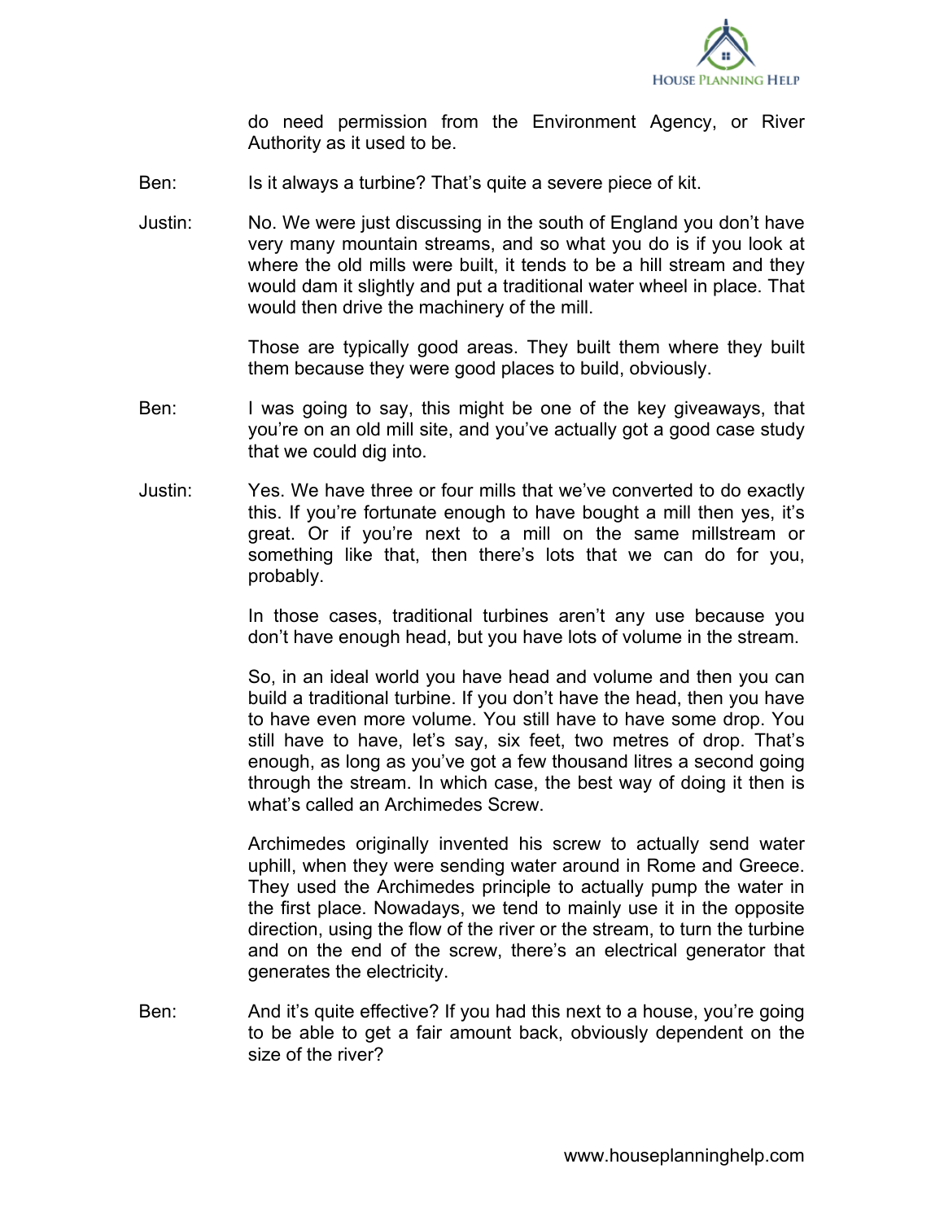do need permission from the Environment Agency, or River Authority as it used to be.

Ben: Is it always a turbine? That's quite a severe piece of kit.

Justin: No. We were just discussing in the south of England you don't have very many mountain streams, and so what you do is if you look at where the old mills were built, it tends to be a hill stream and they would dam it slightly and put a traditional water wheel in place. That would then drive the machinery of the mill.

Those are typically good areas. They built them where they built them because they were good places to build, obviously.

Ben: I was going to say, this might be one of the key giveaways, that you're on an old mill site, and you've actually got a good case study that we could dig into.

Justin: Yes. We have three or four mills that we've converted to do exactly this. If you're fortunate enough to have bought a mill then yes, it's great. Or if you're next to a mill on the same millstream or something like that, then there's lots that we can do for you, probably.

In those cases, traditional turbines aren't any use because you don't have enough head, but you have lots of volume in the stream.

So, in an ideal world you have head and volume and then you can build a traditional turbine. If you don't have the head, then you have to have even more volume. You still have to have some drop. You still have to have, let's say, six feet, two metres of drop. That's enough, as long as you've got a few thousand litres a second going through the stream. In which case, the best way of doing it then is what's called an Archimedes Screw.

Archimedes originally invented his screw to actually send water uphill, when they were sending water around in Rome and Greece. They used the Archimedes principle to actually pump the water in the first place. Nowadays, we tend to mainly use it in the opposite direction, using the flow of the river or the stream, to turn the turbine and on the end of the screw, there's an electrical generator that generates the electricity.

Ben: And it's quite effective? If you had this next to a house, you're going to be able to get a fair amount back, obviously dependent on the size of the river?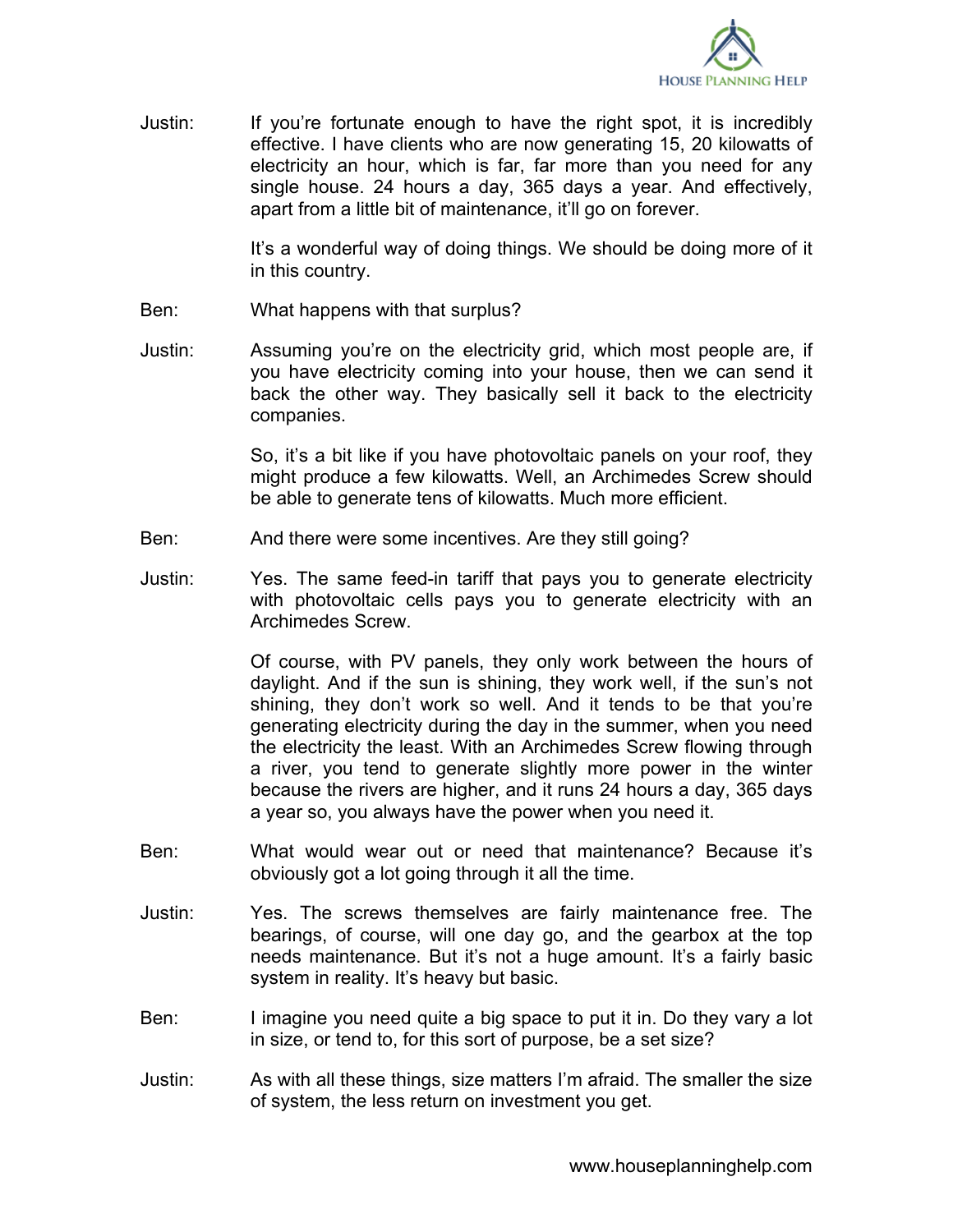Justin: If you're fortunate enough to have the right spot, it is incredibly effective. I have clients who are now generating 15, 20 kilowatts of electricity an hour, which is far, far more than you need for any single house. 24 hours a day, 365 days a year. And effectively, apart from a little bit of maintenance, it'll go on forever.

It's a wonderful way of doing things. We should be doing more of it in this country.

Ben: What happens with that surplus?

Justin: Assuming you're on the electricity grid, which most people are, if you have electricity coming into your house, then we can send it back the other way. They basically sell it back to the electricity companies.

So, it's a bit like if you have photovoltaic panels on your roof, they might produce a few kilowatts. Well, an Archimedes Screw should be able to generate tens of kilowatts. Much more efficient.

Ben: And there were some incentives. Are they still going?

Justin: Yes. The same feed-in tariff that pays you to generate electricity with photovoltaic cells pays you to generate electricity with an Archimedes Screw.

Of course, with PV panels, they only work between the hours of daylight. And if the sun is shining, they work well, if the sun's not shining, they don't work so well. And it tends to be that you're generating electricity during the day in the summer, when you need the electricity the least. With an Archimedes Screw flowing through a river, you tend to generate slightly more power in the winter because the rivers are higher, and it runs 24 hours a day, 365 days a year so, you always have the power when you need it.

Ben: What would wear out or need that maintenance? Because it's obviously got a lot going through it all the time.

Justin: Yes. The screws themselves are fairly maintenance free. The bearings, of course, will one day go, and the gearbox at the top needs maintenance. But it's not a huge amount. It's a fairly basic system in reality. It's heavy but basic.

Ben: I imagine you need quite a big space to put it in. Do they vary a lot in size, or tend to, for this sort of purpose, be a set size?

Justin: As with all these things, size matters I'm afraid. The smaller the size of system, the less return on investment you get.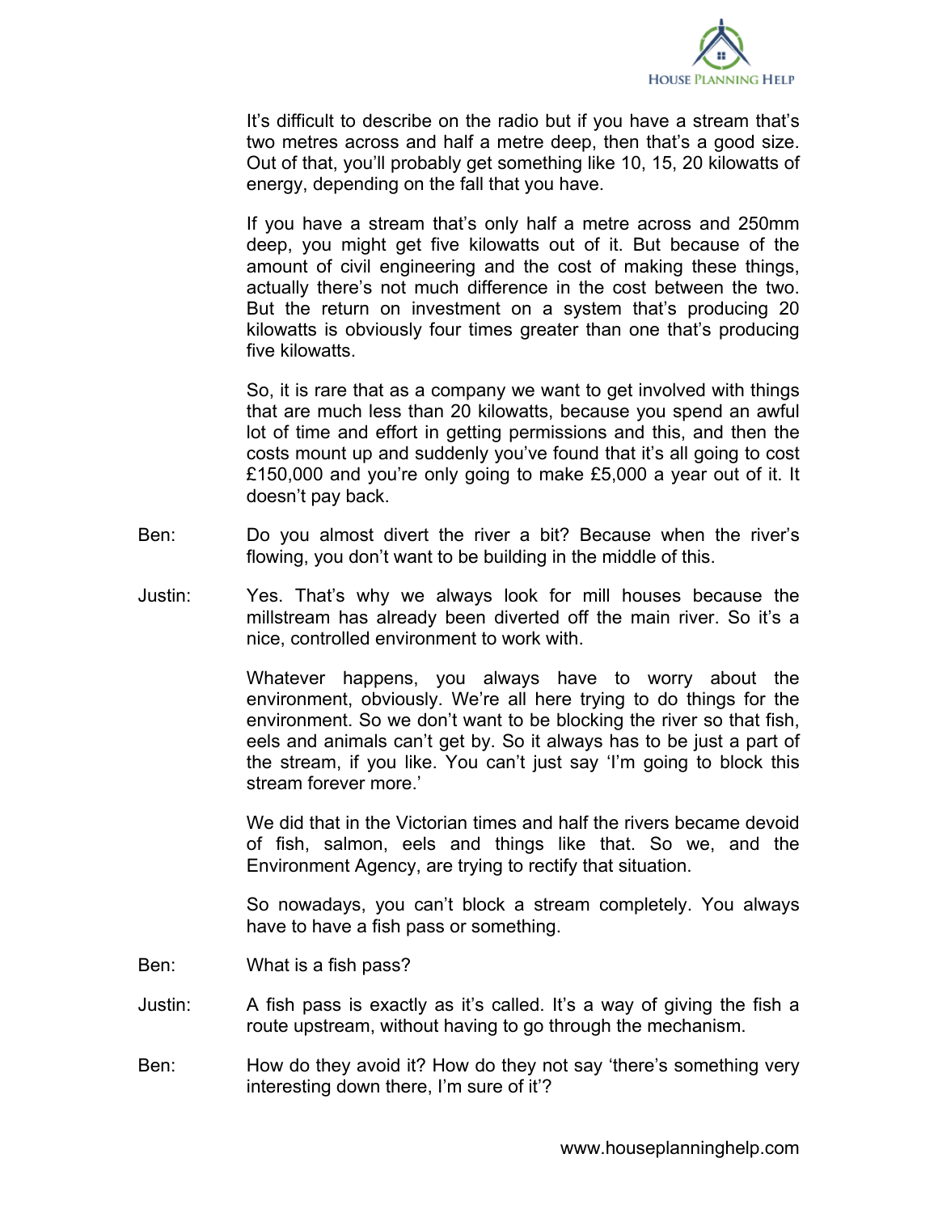It's difficult to describe on the radio but if you have a stream that's two metres across and half a metre deep, then that's a good size. Out of that, you'll probably get something like 10, 15, 20 kilowatts of energy, depending on the fall that you have.

If you have a stream that's only half a metre across and 250mm deep, you might get five kilowatts out of it. But because of the amount of civil engineering and the cost of making these things, actually there's not much difference in the cost between the two. But the return on investment on a system that's producing 20 kilowatts is obviously four times greater than one that's producing five kilowatts.

So, it is rare that as a company we want to get involved with things that are much less than 20 kilowatts, because you spend an awful lot of time and effort in getting permissions and this, and then the costs mount up and suddenly you've found that it's all going to cost £150,000 and you're only going to make £5,000 a year out of it. It doesn't pay back.

**Ben:** Do you almost divert the river a bit? Because when the river's flowing, you don't want to be building in the middle of this.

**Justin:** Yes. That's why we always look for mill houses because the millstream has already been diverted off the main river. So it's a nice, controlled environment to work with.

Whatever happens, you always have to worry about the environment, obviously. We're all here trying to do things for the environment. So we don't want to be blocking the river so that fish, eels and animals can't get by. So it always has to be just a part of the stream, if you like. You can't just say 'I'm going to block this stream forever more.'

We did that in the Victorian times and half the rivers became devoid of fish, salmon, eels and things like that. So we, and the Environment Agency, are trying to rectify that situation.

So nowadays, you can't block a stream completely. You always have to have a fish pass or something.

**Ben:** What is a fish pass?

**Justin:** A fish pass is exactly as it's called. It's a way of giving the fish a route upstream, without having to go through the mechanism.

**Ben:** How do they avoid it? How do they not say 'there's something very interesting down there, I'm sure of it'?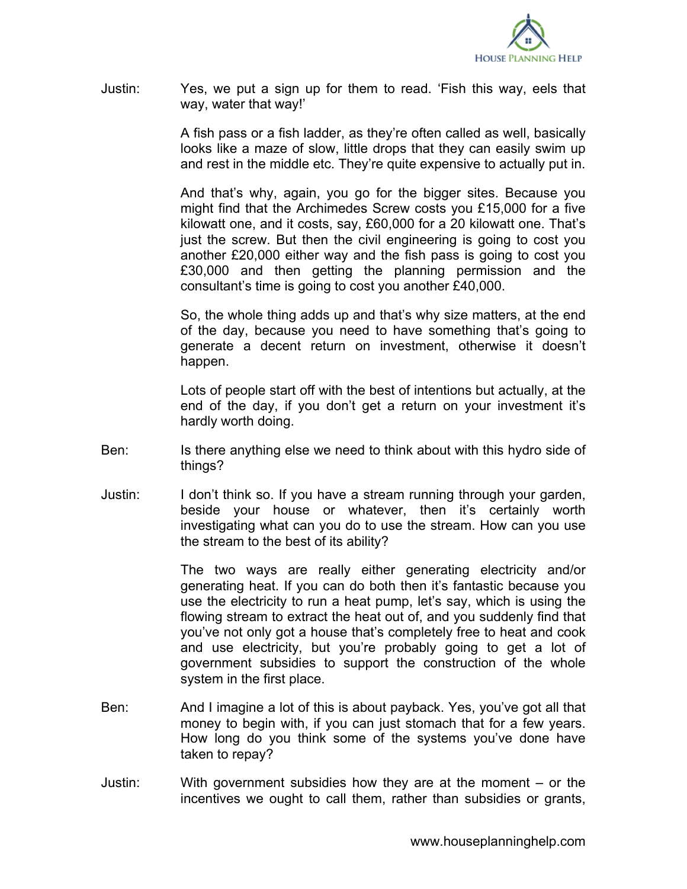Justin: Yes, we put a sign up for them to read. 'Fish this way, eels that way, water that way!'

A fish pass or a fish ladder, as they're often called as well, basically looks like a maze of slow, little drops that they can easily swim up and rest in the middle etc. They're quite expensive to actually put in.

And that's why, again, you go for the bigger sites. Because you might find that the Archimedes Screw costs you £15,000 for a five kilowatt one, and it costs, say, £60,000 for a 20 kilowatt one. That's just the screw. But then the civil engineering is going to cost you another £20,000 either way and the fish pass is going to cost you £30,000 and then getting the planning permission and the consultant's time is going to cost you another £40,000.

So, the whole thing adds up and that's why size matters, at the end of the day, because you need to have something that's going to generate a decent return on investment, otherwise it doesn't happen.

Lots of people start off with the best of intentions but actually, at the end of the day, if you don't get a return on your investment it's hardly worth doing.

Ben: Is there anything else we need to think about with this hydro side of things?

Justin: I don't think so. If you have a stream running through your garden, beside your house or whatever, then it's certainly worth investigating what can you do to use the stream. How can you use the stream to the best of its ability?

The two ways are really either generating electricity and/or generating heat. If you can do both then it's fantastic because you use the electricity to run a heat pump, let's say, which is using the flowing stream to extract the heat out of, and you suddenly find that you've not only got a house that's completely free to heat and cook and use electricity, but you're probably going to get a lot of government subsidies to support the construction of the whole system in the first place.

Ben: And I imagine a lot of this is about payback. Yes, you've got all that money to begin with, if you can just stomach that for a few years. How long do you think some of the systems you've done have taken to repay?

Justin: With government subsidies how they are at the moment – or the incentives we ought to call them, rather than subsidies or grants,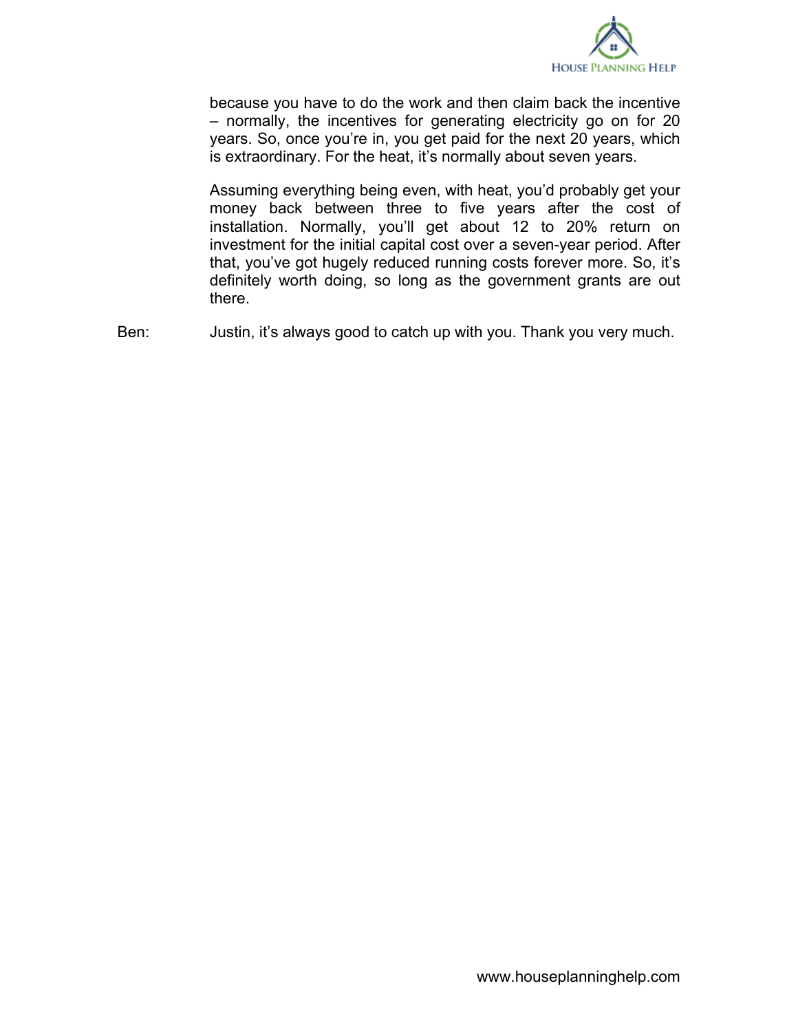because you have to do the work and then claim back the incentive – normally, the incentives for generating electricity go on for 20 years. So, once you're in, you get paid for the next 20 years, which is extraordinary. For the heat, it's normally about seven years.

Assuming everything being even, with heat, you'd probably get your money back between three to five years after the cost of installation. Normally, you'll get about 12 to 20% return on investment for the initial capital cost over a seven-year period. After that, you've got hugely reduced running costs forever more. So, it's definitely worth doing, so long as the government grants are out there.

Ben: Justin, it's always good to catch up with you. Thank you very much.